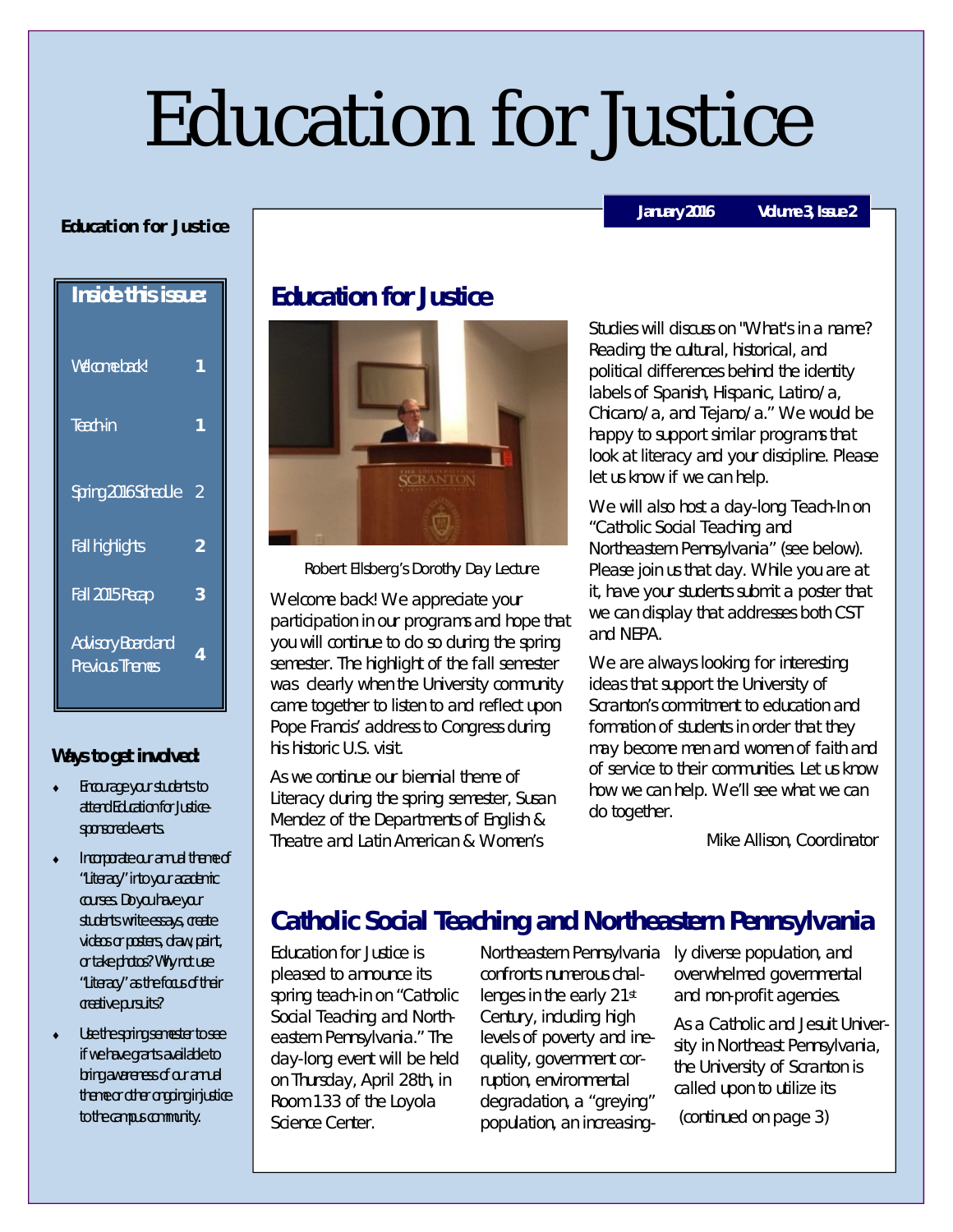# Education for Justice

**Education for Justice**

January 2016 Volume 3, Issue 2

**Inside this issue:**

| | |
|---|---|
| Welcome back! | 1 |
| Teach-in | 1 |
| Spring 2016 Schedule | 2 |
| Fall highlights | 2 |
| Fall 2015 Recap | 3 |
| Advisory Board and Previous Themes | 4 |

**Ways to get involved:**

- Encourage your students to attend Education for Justice-sponsored events.
- Incorporate our annual theme of "Literacy" into your academic courses. Do you have your students write essays, create videos or posters, draw, paint, or take photos? Why not use "Literacy" as the focus of their creative pursuits?
- Use the spring semester to see if we have grants available to bring awareness of our annual theme or other ongoing injustice to the campus community.

## Education for Justice

Robert Ellsberg's Dorothy Day Lecture

Welcome back! We appreciate your participation in our programs and hope that you will continue to do so during the spring semester. The highlight of the fall semester was clearly when the University community came together to listen to and reflect upon Pope Francis' address to Congress during his historic U.S. visit.

As we continue our biennial theme of Literacy during the spring semester, Susan Mendez of the Departments of English & Theatre and Latin American & Women's Studies will discuss on "What's in a name? Reading the cultural, historical, and political differences behind the identity labels of Spanish, Hispanic, Latino/a, Chicano/a, and Tejano/a." We would be happy to support similar programs that look at literacy and your discipline. Please let us know if we can help.

We will also host a day-long Teach-In on "Catholic Social Teaching and Northeastern Pennsylvania" (see below). Please join us that day. While you are at it, have your students submit a poster that we can display that addresses both CST and NEPA.

We are always looking for interesting ideas that support the University of Scranton's commitment to education and formation of students in order that they may become men and women of faith and of service to their communities. Let us know how we can help. We'll see what we can do together.

Mike Allison, Coordinator

## Catholic Social Teaching and Northeastern Pennsylvania

Education for Justice is pleased to announce its spring teach-in on "Catholic Social Teaching and Northeastern Pennsylvania." The day-long event will be held on Thursday, April 28th, in Room 133 of the Loyola Science Center.

Northeastern Pennsylvania confronts numerous challenges in the early 21st Century, including high levels of poverty and inequality, government corruption, environmental degradation, a "greying" population, an increasingly diverse population, and overwhelmed governmental and non-profit agencies.

As a Catholic and Jesuit University in Northeast Pennsylvania, the University of Scranton is called upon to utilize its

(continued on page 3)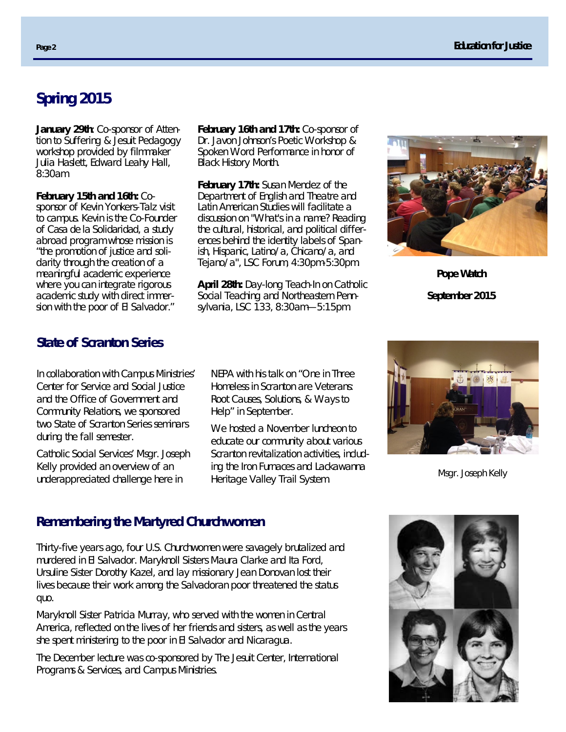## Spring 2015

**January 29th**: Co-sponsor of Attention to Suffering & Jesuit Pedagogy workshop provided by filmmaker Julia Haslett, Edward Leahy Hall, 8:30am

**February 15th and 16th:** Co-sponsor of Kevin Yonkers-Talz visit to campus. Kevin is the Co-Founder of Casa de la Solidaridad, a study abroad program whose mission is "the promotion of justice and solidarity through the creation of a meaningful academic experience where you can integrate rigorous academic study with direct immersion with the poor of El Salvador."

**February 16th and 17th:** Co-sponsor of Dr. Javon Johnson's Poetic Workshop & Spoken Word Performance in honor of Black History Month.

**February 17th:** Susan Mendez of the Department of English and Theatre and Latin American Studies will facilitate a discussion on "What's in a name? Reading the cultural, historical, and political differences behind the identity labels of Spanish, Hispanic, Latino/a, Chicano/a, and Tejano/a", LSC Forum, 4:30pm-5:30pm

**April 28th:** Day-long Teach-In on Catholic Social Teaching and Northeastern Pennsylvania, LSC 133, 8:30am—5:15pm

**Pope Watch**

**September 2015**

## State of Scranton Series

In collaboration with Campus Ministries' Center for Service and Social Justice and the Office of Government and Community Relations, we sponsored two State of Scranton Series seminars during the fall semester.

Catholic Social Services' Msgr. Joseph Kelly provided an overview of an underappreciated challenge here in NEPA with his talk on "One in Three Homeless in Scranton are Veterans: Root Causes, Solutions, & Ways to Help" in September.

We hosted a November luncheon to educate our community about various Scranton revitalization activities, including the Iron Furnaces and Lackawanna Heritage Valley Trail System

Msgr. Joseph Kelly

## Remembering the Martyred Churchwomen

Thirty-five years ago, four U.S. Churchwomen were savagely brutalized and murdered in El Salvador. Maryknoll Sisters Maura Clarke and Ita Ford, Ursuline Sister Dorothy Kazel, and lay missionary Jean Donovan lost their lives because their work among the Salvadoran poor threatened the status quo.

Maryknoll Sister Patricia Murray, who served with the women in Central America, reflected on the lives of her friends and sisters, as well as the years she spent ministering to the poor in El Salvador and Nicaragua.

The December lecture was co-sponsored by The Jesuit Center, International Programs & Services, and Campus Ministries.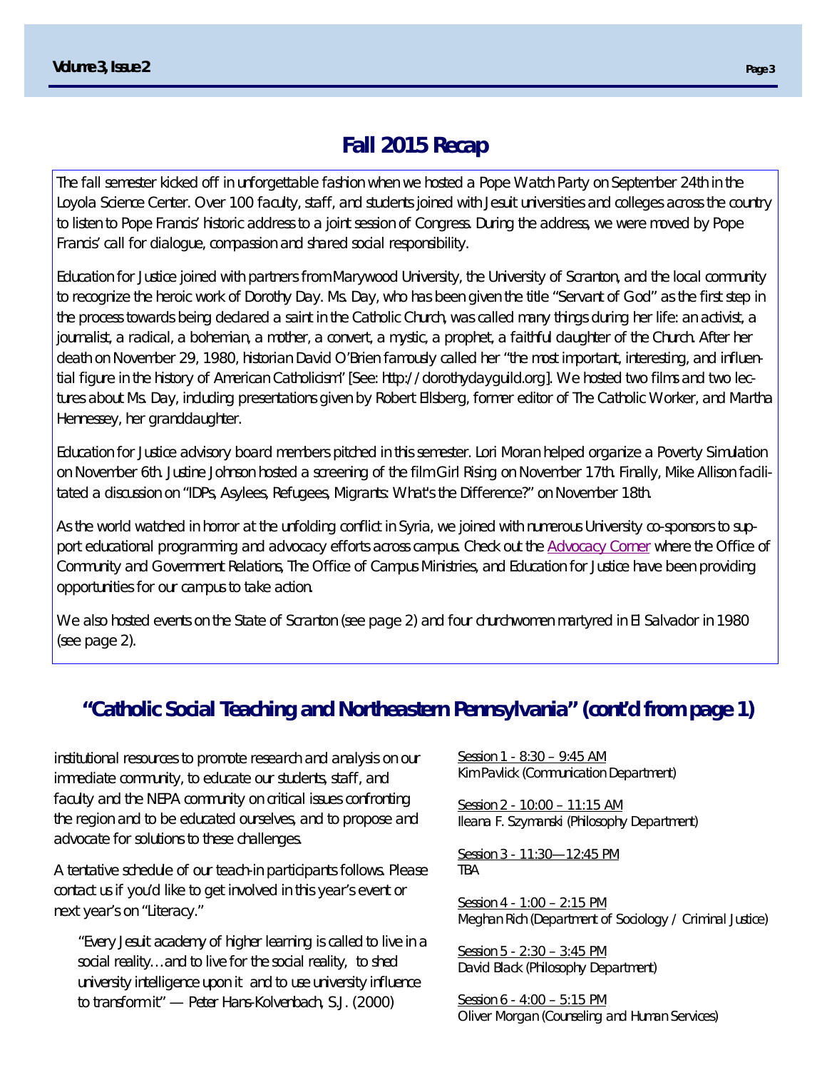## Fall 2015 Recap

The fall semester kicked off in unforgettable fashion when we hosted a Pope Watch Party on September 24th in the Loyola Science Center. Over 100 faculty, staff, and students joined with Jesuit universities and colleges across the country to listen to Pope Francis' historic address to a joint session of Congress. During the address, we were moved by Pope Francis' call for dialogue, compassion and shared social responsibility.

Education for Justice joined with partners from Marywood University, the University of Scranton, and the local community to recognize the heroic work of Dorothy Day. Ms. Day, who has been given the title "Servant of God" as the first step in the process towards being declared a saint in the Catholic Church, was called many things during her life: an activist, a journalist, a radical, a bohemian, a mother, a convert, a mystic, a prophet, a faithful daughter of the Church. After her death on November 29, 1980, historian David O'Brien famously called her "the most important, interesting, and influential figure in the history of American Catholicism" [See: http://dorothydayguild.org]. We hosted two films and two lectures about Ms. Day, including presentations given by Robert Ellsberg, former editor of The Catholic Worker, and Martha Hennessey, her granddaughter.

Education for Justice advisory board members pitched in this semester. Lori Moran helped organize a Poverty Simulation on November 6th. Justine Johnson hosted a screening of the film Girl Rising on November 17th. Finally, Mike Allison facilitated a discussion on "IDPs, Asylees, Refugees, Migrants: What's the Difference?" on November 18th.

As the world watched in horror at the unfolding conflict in Syria, we joined with numerous University co-sponsors to support educational programming and advocacy efforts across campus. Check out the Advocacy Corner where the Office of Community and Government Relations, The Office of Campus Ministries, and Education for Justice have been providing opportunities for our campus to take action.

We also hosted events on the State of Scranton (see page 2) and four churchwomen martyred in El Salvador in 1980 (see page 2).

## "Catholic Social Teaching and Northeastern Pennsylvania" (cont'd from page 1)

institutional resources to promote research and analysis on our immediate community, to educate our students, staff, and faculty and the NEPA community on critical issues confronting the region and to be educated ourselves, and to propose and advocate for solutions to these challenges.

A tentative schedule of our teach-in participants follows. Please contact us if you'd like to get involved in this year's event or next year's on "Literacy."

> "Every Jesuit academy of higher learning is called to live in a social reality…and to live for the social reality, to shed university intelligence upon it and to use university influence to transform it" — Peter Hans-Kolvenbach, S.J. (2000)

Session 1 - 8:30 – 9:45 AM
Kim Pavlick (Communication Department)

Session 2 - 10:00 – 11:15 AM
Ileana F. Szymanski (Philosophy Department)

Session 3 - 11:30—12:45 PM
TBA

Session 4 - 1:00 – 2:15 PM
Meghan Rich (Department of Sociology / Criminal Justice)

Session 5 - 2:30 – 3:45 PM
David Black (Philosophy Department)

Session 6 - 4:00 – 5:15 PM
Oliver Morgan (Counseling and Human Services)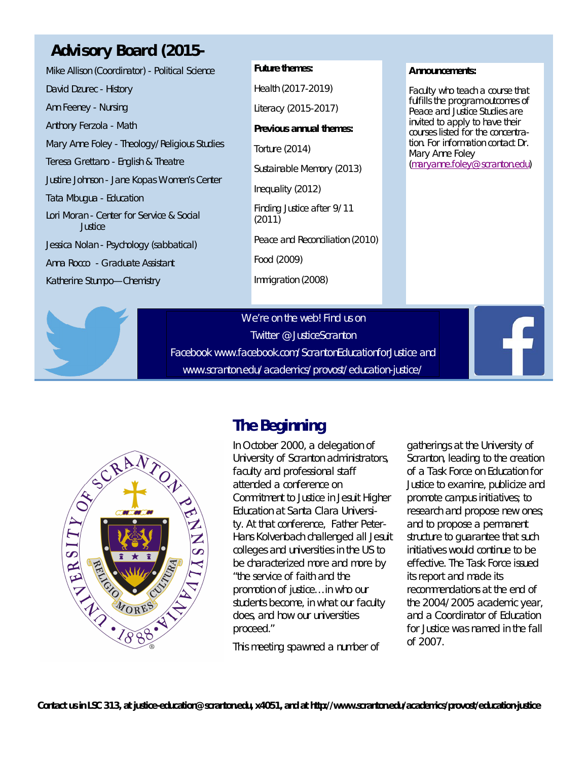## Advisory Board (2015-

Mike Allison (Coordinator) - Political Science

David Dzurec - History

Ann Feeney - Nursing

Anthony Ferzola - Math

Mary Anne Foley - Theology/Religious Studies

Teresa Grettano - English & Theatre

Justine Johnson - Jane Kopas Women's Center

Tata Mbugua - Education

Lori Moran - Center for Service & Social Justice

Jessica Nolan - Psychology (sabbatical)

Anna Rocco - Graduate Assistant

Katherine Stumpo—Chemistry

**Future themes:**

Health (2017-2019)

Literacy (2015-2017)

**Previous annual themes:**

Torture (2014)

Sustainable Memory (2013)

Inequality (2012)

Finding Justice after 9/11 (2011)

Peace and Reconciliation (2010)

Food (2009)

Immigration (2008)

**Announcements:**

Faculty who teach a course that fulfills the program outcomes of Peace and Justice Studies are invited to apply to have their courses listed for the concentration. For information contact Dr. Mary Anne Foley (maryanne.foley@scranton.edu)

We're on the web! Find us on
Twitter @JusticeScranton
Facebook www.facebook.com/ScrantonEducationforJustice and
www.scranton.edu/academics/provost/education-justice/

## The Beginning

In October 2000, a delegation of University of Scranton administrators, faculty and professional staff attended a conference on Commitment to Justice in Jesuit Higher Education at Santa Clara University. At that conference, Father Peter-Hans Kolvenbach challenged all Jesuit colleges and universities in the US to be characterized more and more by "the service of faith and the promotion of justice…in who our students become, in what our faculty does, and how our universities proceed."

This meeting spawned a number of gatherings at the University of Scranton, leading to the creation of a Task Force on Education for Justice to examine, publicize and promote campus initiatives; to research and propose new ones; and to propose a permanent structure to guarantee that such initiatives would continue to be effective. The Task Force issued its report and made its recommendations at the end of the 2004/2005 academic year, and a Coordinator of Education for Justice was named in the fall of 2007.

**Contact us in LSC 313, at justice-education@scranton.edu, x4051, and at http://www.scranton.edu/academics/provost/education-justice**